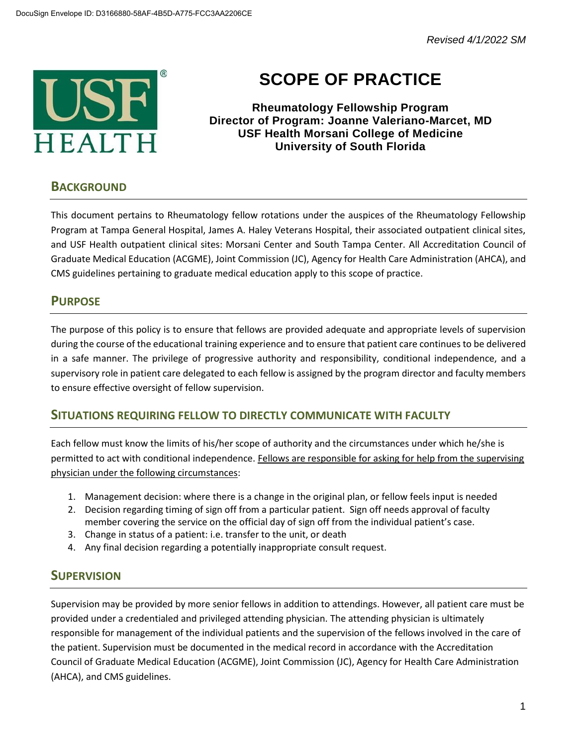DocuSign Envelope ID: D3166880-58AF-4B5D-A775-FCC3AA2206CE

*Revised 4/1/2022 SM*

# SCOPE OF PRACTICE

**Rheumatology Fellowship Program**
**Director of Program: Joanne Valeriano-Marcet, MD**
**USF Health Morsani College of Medicine**
**University of South Florida**

## BACKGROUND

This document pertains to Rheumatology fellow rotations under the auspices of the Rheumatology Fellowship Program at Tampa General Hospital, James A. Haley Veterans Hospital, their associated outpatient clinical sites, and USF Health outpatient clinical sites: Morsani Center and South Tampa Center. All Accreditation Council of Graduate Medical Education (ACGME), Joint Commission (JC), Agency for Health Care Administration (AHCA), and CMS guidelines pertaining to graduate medical education apply to this scope of practice.

## PURPOSE

The purpose of this policy is to ensure that fellows are provided adequate and appropriate levels of supervision during the course of the educational training experience and to ensure that patient care continues to be delivered in a safe manner. The privilege of progressive authority and responsibility, conditional independence, and a supervisory role in patient care delegated to each fellow is assigned by the program director and faculty members to ensure effective oversight of fellow supervision.

## SITUATIONS REQUIRING FELLOW TO DIRECTLY COMMUNICATE WITH FACULTY

Each fellow must know the limits of his/her scope of authority and the circumstances under which he/she is permitted to act with conditional independence. Fellows are responsible for asking for help from the supervising physician under the following circumstances:

1. Management decision: where there is a change in the original plan, or fellow feels input is needed
2. Decision regarding timing of sign off from a particular patient. Sign off needs approval of faculty member covering the service on the official day of sign off from the individual patient's case.
3. Change in status of a patient: i.e. transfer to the unit, or death
4. Any final decision regarding a potentially inappropriate consult request.

## SUPERVISION

Supervision may be provided by more senior fellows in addition to attendings. However, all patient care must be provided under a credentialed and privileged attending physician. The attending physician is ultimately responsible for management of the individual patients and the supervision of the fellows involved in the care of the patient. Supervision must be documented in the medical record in accordance with the Accreditation Council of Graduate Medical Education (ACGME), Joint Commission (JC), Agency for Health Care Administration (AHCA), and CMS guidelines.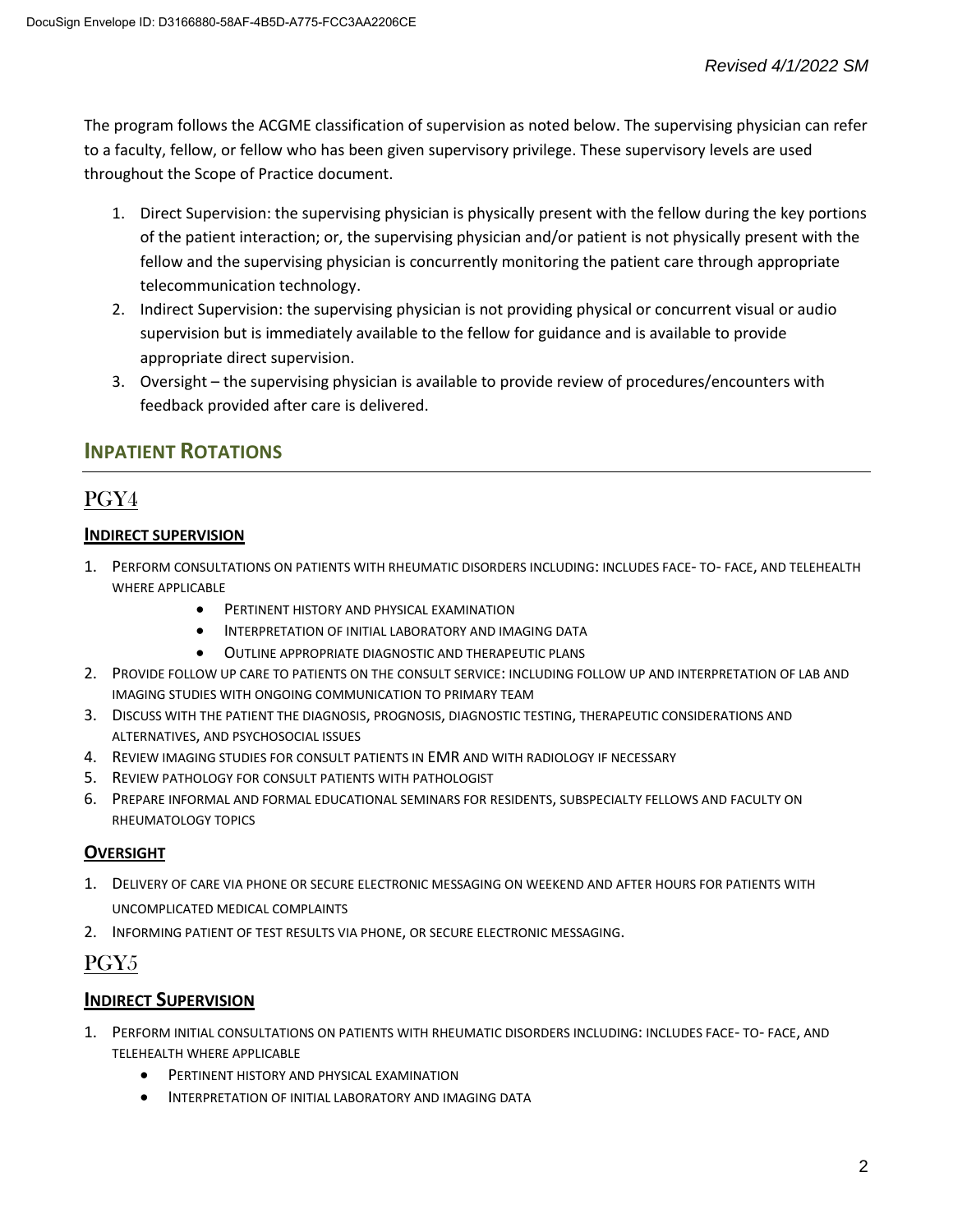The program follows the ACGME classification of supervision as noted below. The supervising physician can refer to a faculty, fellow, or fellow who has been given supervisory privilege. These supervisory levels are used throughout the Scope of Practice document.

1. Direct Supervision: the supervising physician is physically present with the fellow during the key portions of the patient interaction; or, the supervising physician and/or patient is not physically present with the fellow and the supervising physician is concurrently monitoring the patient care through appropriate telecommunication technology.
2. Indirect Supervision: the supervising physician is not providing physical or concurrent visual or audio supervision but is immediately available to the fellow for guidance and is available to provide appropriate direct supervision.
3. Oversight – the supervising physician is available to provide review of procedures/encounters with feedback provided after care is delivered.

## INPATIENT ROTATIONS

### PGY4

#### INDIRECT SUPERVISION

1. PERFORM CONSULTATIONS ON PATIENTS WITH RHEUMATIC DISORDERS INCLUDING: INCLUDES FACE- TO- FACE, AND TELEHEALTH WHERE APPLICABLE
   - PERTINENT HISTORY AND PHYSICAL EXAMINATION
   - INTERPRETATION OF INITIAL LABORATORY AND IMAGING DATA
   - OUTLINE APPROPRIATE DIAGNOSTIC AND THERAPEUTIC PLANS
2. PROVIDE FOLLOW UP CARE TO PATIENTS ON THE CONSULT SERVICE: INCLUDING FOLLOW UP AND INTERPRETATION OF LAB AND IMAGING STUDIES WITH ONGOING COMMUNICATION TO PRIMARY TEAM
3. DISCUSS WITH THE PATIENT THE DIAGNOSIS, PROGNOSIS, DIAGNOSTIC TESTING, THERAPEUTIC CONSIDERATIONS AND ALTERNATIVES, AND PSYCHOSOCIAL ISSUES
4. REVIEW IMAGING STUDIES FOR CONSULT PATIENTS IN EMR AND WITH RADIOLOGY IF NECESSARY
5. REVIEW PATHOLOGY FOR CONSULT PATIENTS WITH PATHOLOGIST
6. PREPARE INFORMAL AND FORMAL EDUCATIONAL SEMINARS FOR RESIDENTS, SUBSPECIALTY FELLOWS AND FACULTY ON RHEUMATOLOGY TOPICS

#### OVERSIGHT

1. DELIVERY OF CARE VIA PHONE OR SECURE ELECTRONIC MESSAGING ON WEEKEND AND AFTER HOURS FOR PATIENTS WITH UNCOMPLICATED MEDICAL COMPLAINTS
2. INFORMING PATIENT OF TEST RESULTS VIA PHONE, OR SECURE ELECTRONIC MESSAGING.

### PGY5

#### INDIRECT SUPERVISION

1. PERFORM INITIAL CONSULTATIONS ON PATIENTS WITH RHEUMATIC DISORDERS INCLUDING: INCLUDES FACE- TO- FACE, AND TELEHEALTH WHERE APPLICABLE
   - PERTINENT HISTORY AND PHYSICAL EXAMINATION
   - INTERPRETATION OF INITIAL LABORATORY AND IMAGING DATA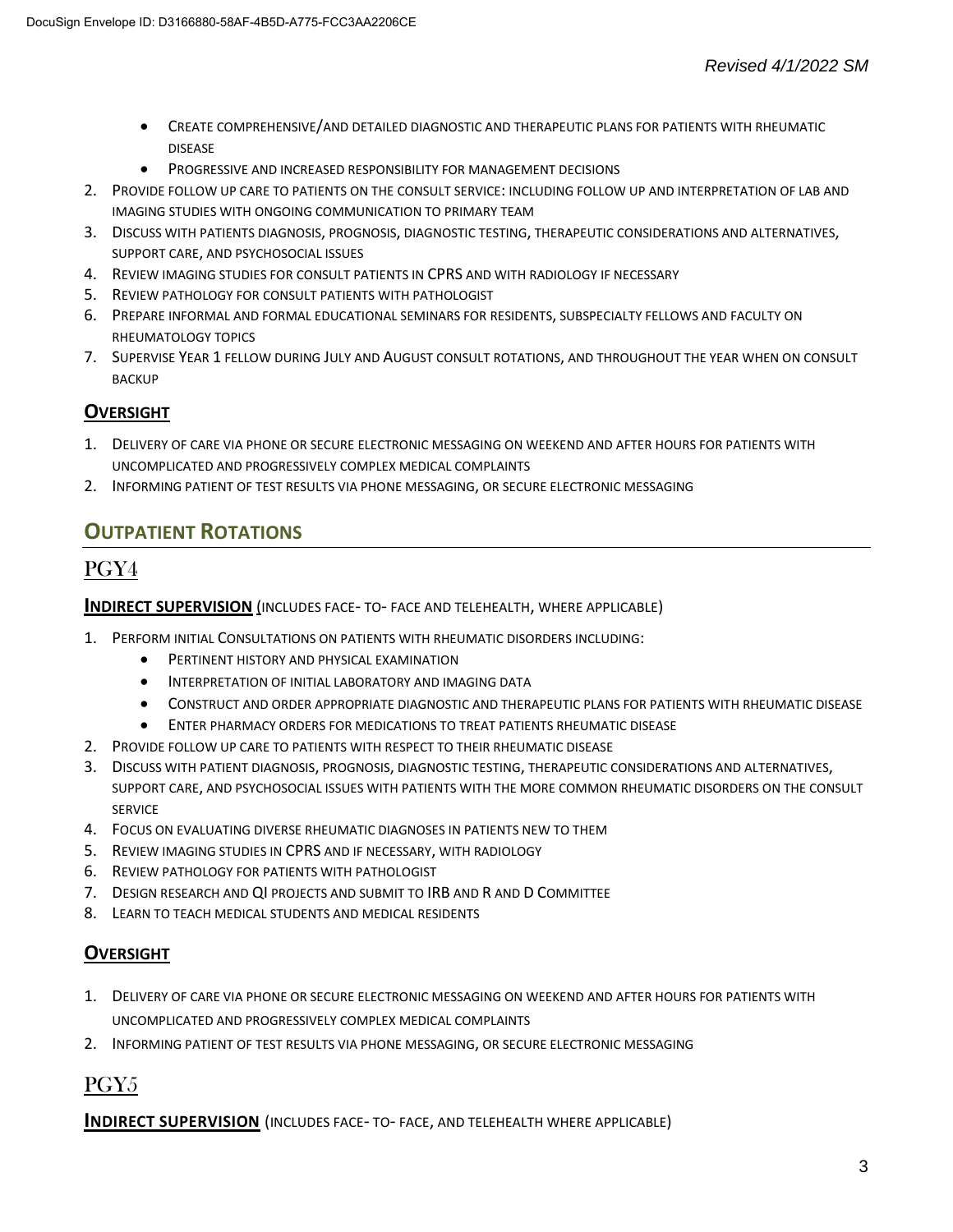- CREATE COMPREHENSIVE/AND DETAILED DIAGNOSTIC AND THERAPEUTIC PLANS FOR PATIENTS WITH RHEUMATIC DISEASE
- PROGRESSIVE AND INCREASED RESPONSIBILITY FOR MANAGEMENT DECISIONS

2. PROVIDE FOLLOW UP CARE TO PATIENTS ON THE CONSULT SERVICE: INCLUDING FOLLOW UP AND INTERPRETATION OF LAB AND IMAGING STUDIES WITH ONGOING COMMUNICATION TO PRIMARY TEAM
3. DISCUSS WITH PATIENTS DIAGNOSIS, PROGNOSIS, DIAGNOSTIC TESTING, THERAPEUTIC CONSIDERATIONS AND ALTERNATIVES, SUPPORT CARE, AND PSYCHOSOCIAL ISSUES
4. REVIEW IMAGING STUDIES FOR CONSULT PATIENTS IN CPRS AND WITH RADIOLOGY IF NECESSARY
5. REVIEW PATHOLOGY FOR CONSULT PATIENTS WITH PATHOLOGIST
6. PREPARE INFORMAL AND FORMAL EDUCATIONAL SEMINARS FOR RESIDENTS, SUBSPECIALTY FELLOWS AND FACULTY ON RHEUMATOLOGY TOPICS
7. SUPERVISE YEAR 1 FELLOW DURING JULY AND AUGUST CONSULT ROTATIONS, AND THROUGHOUT THE YEAR WHEN ON CONSULT BACKUP

### OVERSIGHT

1. DELIVERY OF CARE VIA PHONE OR SECURE ELECTRONIC MESSAGING ON WEEKEND AND AFTER HOURS FOR PATIENTS WITH UNCOMPLICATED AND PROGRESSIVELY COMPLEX MEDICAL COMPLAINTS
2. INFORMING PATIENT OF TEST RESULTS VIA PHONE MESSAGING, OR SECURE ELECTRONIC MESSAGING

## OUTPATIENT ROTATIONS

## PGY4

### INDIRECT SUPERVISION (INCLUDES FACE- TO- FACE AND TELEHEALTH, WHERE APPLICABLE)

1. PERFORM INITIAL CONSULTATIONS ON PATIENTS WITH RHEUMATIC DISORDERS INCLUDING:
   - PERTINENT HISTORY AND PHYSICAL EXAMINATION
   - INTERPRETATION OF INITIAL LABORATORY AND IMAGING DATA
   - CONSTRUCT AND ORDER APPROPRIATE DIAGNOSTIC AND THERAPEUTIC PLANS FOR PATIENTS WITH RHEUMATIC DISEASE
   - ENTER PHARMACY ORDERS FOR MEDICATIONS TO TREAT PATIENTS RHEUMATIC DISEASE
2. PROVIDE FOLLOW UP CARE TO PATIENTS WITH RESPECT TO THEIR RHEUMATIC DISEASE
3. DISCUSS WITH PATIENT DIAGNOSIS, PROGNOSIS, DIAGNOSTIC TESTING, THERAPEUTIC CONSIDERATIONS AND ALTERNATIVES, SUPPORT CARE, AND PSYCHOSOCIAL ISSUES WITH PATIENTS WITH THE MORE COMMON RHEUMATIC DISORDERS ON THE CONSULT SERVICE
4. FOCUS ON EVALUATING DIVERSE RHEUMATIC DIAGNOSES IN PATIENTS NEW TO THEM
5. REVIEW IMAGING STUDIES IN CPRS AND IF NECESSARY, WITH RADIOLOGY
6. REVIEW PATHOLOGY FOR PATIENTS WITH PATHOLOGIST
7. DESIGN RESEARCH AND QI PROJECTS AND SUBMIT TO IRB AND R AND D COMMITTEE
8. LEARN TO TEACH MEDICAL STUDENTS AND MEDICAL RESIDENTS

### OVERSIGHT

1. DELIVERY OF CARE VIA PHONE OR SECURE ELECTRONIC MESSAGING ON WEEKEND AND AFTER HOURS FOR PATIENTS WITH UNCOMPLICATED AND PROGRESSIVELY COMPLEX MEDICAL COMPLAINTS
2. INFORMING PATIENT OF TEST RESULTS VIA PHONE MESSAGING, OR SECURE ELECTRONIC MESSAGING

## PGY5

### INDIRECT SUPERVISION (INCLUDES FACE- TO- FACE, AND TELEHEALTH WHERE APPLICABLE)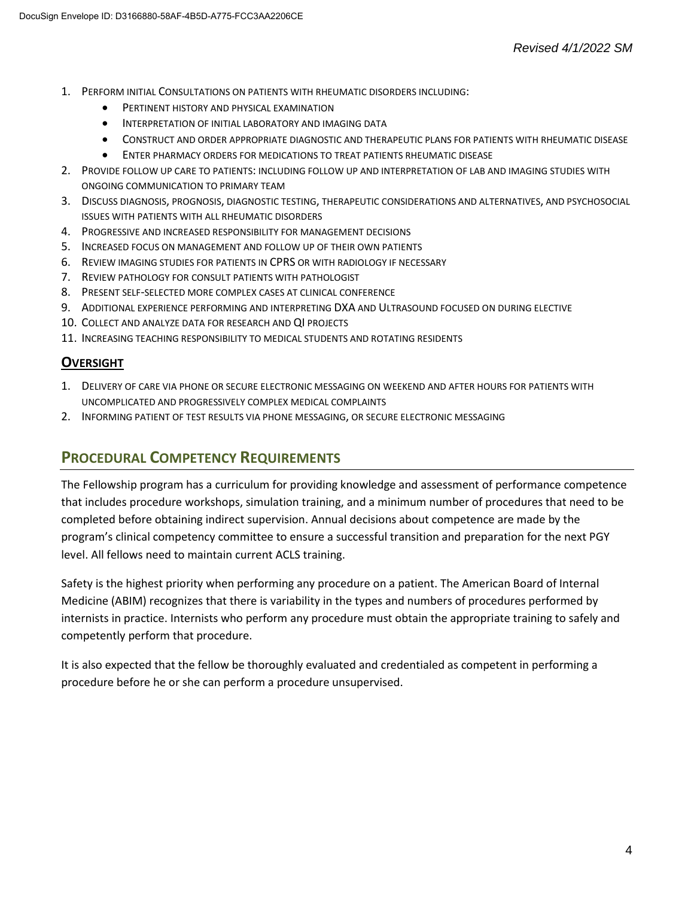1. PERFORM INITIAL CONSULTATIONS ON PATIENTS WITH RHEUMATIC DISORDERS INCLUDING:
    - PERTINENT HISTORY AND PHYSICAL EXAMINATION
    - INTERPRETATION OF INITIAL LABORATORY AND IMAGING DATA
    - CONSTRUCT AND ORDER APPROPRIATE DIAGNOSTIC AND THERAPEUTIC PLANS FOR PATIENTS WITH RHEUMATIC DISEASE
    - ENTER PHARMACY ORDERS FOR MEDICATIONS TO TREAT PATIENTS RHEUMATIC DISEASE
2. PROVIDE FOLLOW UP CARE TO PATIENTS: INCLUDING FOLLOW UP AND INTERPRETATION OF LAB AND IMAGING STUDIES WITH ONGOING COMMUNICATION TO PRIMARY TEAM
3. DISCUSS DIAGNOSIS, PROGNOSIS, DIAGNOSTIC TESTING, THERAPEUTIC CONSIDERATIONS AND ALTERNATIVES, AND PSYCHOSOCIAL ISSUES WITH PATIENTS WITH ALL RHEUMATIC DISORDERS
4. PROGRESSIVE AND INCREASED RESPONSIBILITY FOR MANAGEMENT DECISIONS
5. INCREASED FOCUS ON MANAGEMENT AND FOLLOW UP OF THEIR OWN PATIENTS
6. REVIEW IMAGING STUDIES FOR PATIENTS IN CPRS OR WITH RADIOLOGY IF NECESSARY
7. REVIEW PATHOLOGY FOR CONSULT PATIENTS WITH PATHOLOGIST
8. PRESENT SELF-SELECTED MORE COMPLEX CASES AT CLINICAL CONFERENCE
9. ADDITIONAL EXPERIENCE PERFORMING AND INTERPRETING DXA AND ULTRASOUND FOCUSED ON DURING ELECTIVE
10. COLLECT AND ANALYZE DATA FOR RESEARCH AND QI PROJECTS
11. INCREASING TEACHING RESPONSIBILITY TO MEDICAL STUDENTS AND ROTATING RESIDENTS

### OVERSIGHT

1. DELIVERY OF CARE VIA PHONE OR SECURE ELECTRONIC MESSAGING ON WEEKEND AND AFTER HOURS FOR PATIENTS WITH UNCOMPLICATED AND PROGRESSIVELY COMPLEX MEDICAL COMPLAINTS
2. INFORMING PATIENT OF TEST RESULTS VIA PHONE MESSAGING, OR SECURE ELECTRONIC MESSAGING

## PROCEDURAL COMPETENCY REQUIREMENTS

The Fellowship program has a curriculum for providing knowledge and assessment of performance competence that includes procedure workshops, simulation training, and a minimum number of procedures that need to be completed before obtaining indirect supervision. Annual decisions about competence are made by the program's clinical competency committee to ensure a successful transition and preparation for the next PGY level. All fellows need to maintain current ACLS training.

Safety is the highest priority when performing any procedure on a patient. The American Board of Internal Medicine (ABIM) recognizes that there is variability in the types and numbers of procedures performed by internists in practice. Internists who perform any procedure must obtain the appropriate training to safely and competently perform that procedure.

It is also expected that the fellow be thoroughly evaluated and credentialed as competent in performing a procedure before he or she can perform a procedure unsupervised.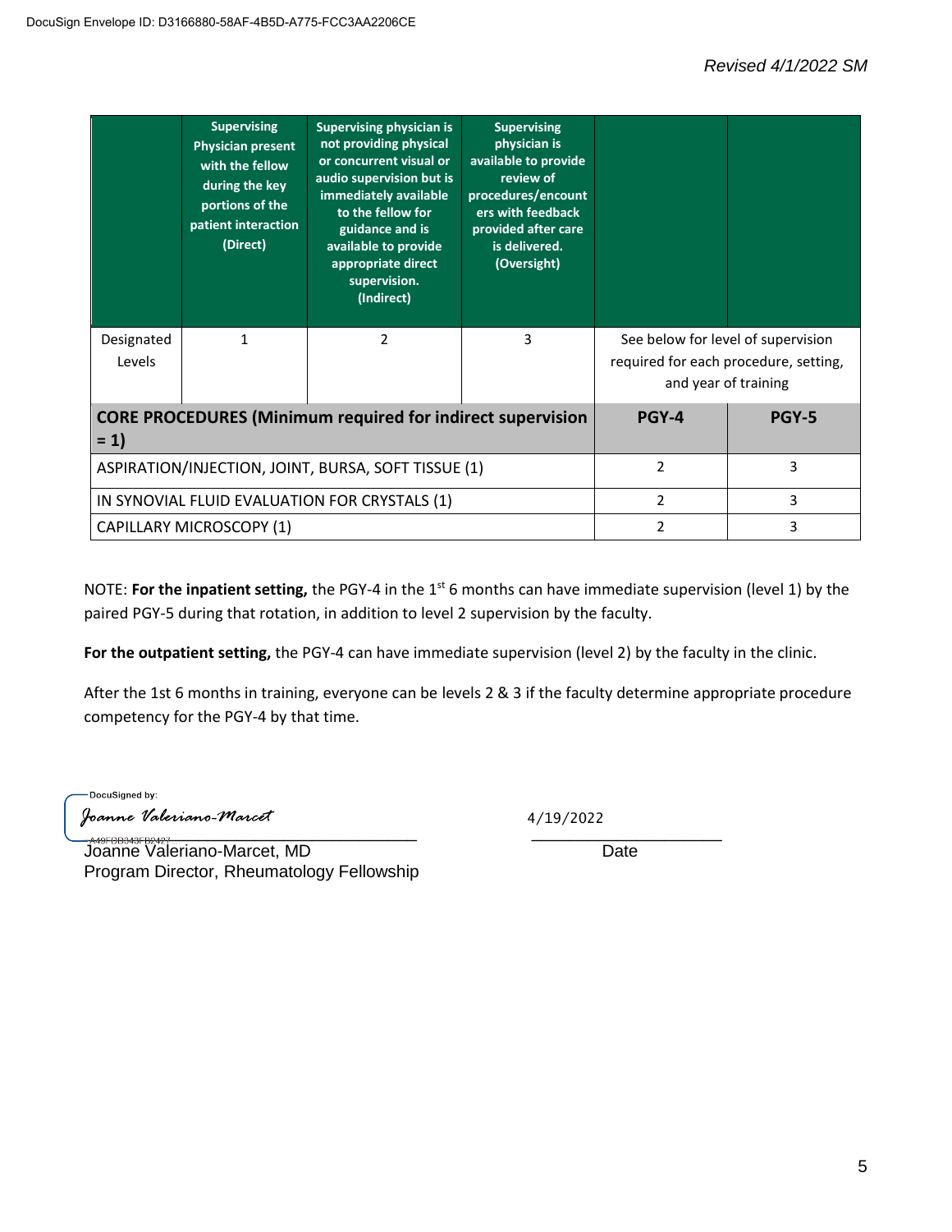DocuSign Envelope ID: D3166880-58AF-4B5D-A775-FCC3AA2206CE

*Revised 4/1/2022 SM*

| | Supervising Physician present with the fellow during the key portions of the patient interaction (Direct) | Supervising physician is not providing physical or concurrent visual or audio supervision but is immediately available to the fellow for guidance and is available to provide appropriate direct supervision. (Indirect) | Supervising physician is available to provide review of procedures/encounters with feedback provided after care is delivered. (Oversight) | | |
|---|---|---|---|---|---|
| Designated Levels | 1 | 2 | 3 | See below for level of supervision required for each procedure, setting, and year of training | |
| **CORE PROCEDURES (Minimum required for indirect supervision = 1)** | | | | **PGY-4** | **PGY-5** |
| ASPIRATION/INJECTION, JOINT, BURSA, SOFT TISSUE (1) | | | | 2 | 3 |
| IN SYNOVIAL FLUID EVALUATION FOR CRYSTALS (1) | | | | 2 | 3 |
| CAPILLARY MICROSCOPY (1) | | | | 2 | 3 |

NOTE: **For the inpatient setting,** the PGY-4 in the 1st 6 months can have immediate supervision (level 1) by the paired PGY-5 during that rotation, in addition to level 2 supervision by the faculty.

**For the outpatient setting,** the PGY-4 can have immediate supervision (level 2) by the faculty in the clinic.

After the 1st 6 months in training, everyone can be levels 2 & 3 if the faculty determine appropriate procedure competency for the PGY-4 by that time.

DocuSigned by:
*Joanne Valeriano-Marcet*
A49FBB343FB2427

Joanne Valeriano-Marcet, MD
Program Director, Rheumatology Fellowship

4/19/2022
Date